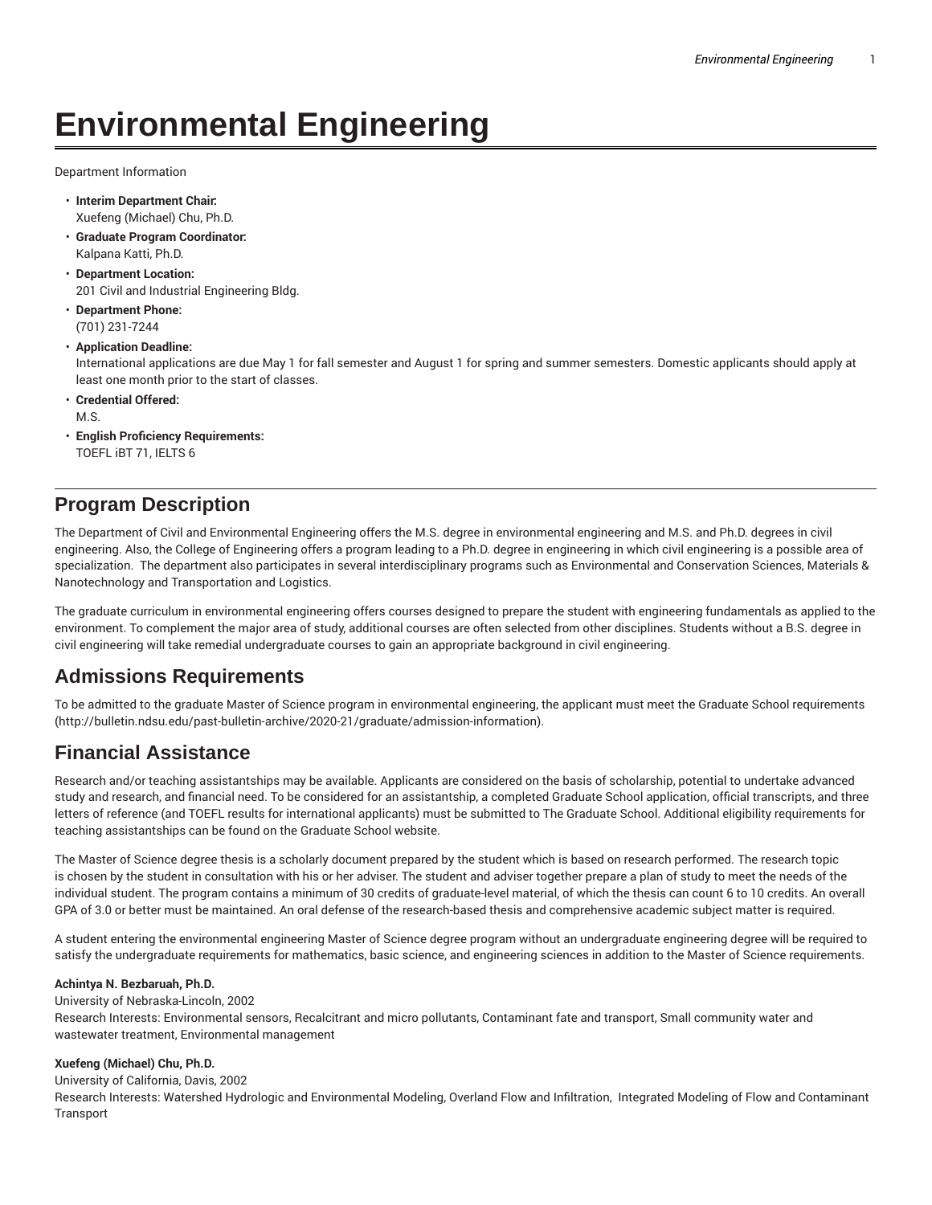# Environmental Engineering

Department Information

- **Interim Department Chair:**
  Xuefeng (Michael) Chu, Ph.D.
- **Graduate Program Coordinator:**
  Kalpana Katti, Ph.D.
- **Department Location:**
  201 Civil and Industrial Engineering Bldg.
- **Department Phone:**
  (701) 231-7244
- **Application Deadline:**
  International applications are due May 1 for fall semester and August 1 for spring and summer semesters. Domestic applicants should apply at least one month prior to the start of classes.
- **Credential Offered:**
  M.S.
- **English Proficiency Requirements:**
  TOEFL iBT 71, IELTS 6

## Program Description

The Department of Civil and Environmental Engineering offers the M.S. degree in environmental engineering and M.S. and Ph.D. degrees in civil engineering. Also, the College of Engineering offers a program leading to a Ph.D. degree in engineering in which civil engineering is a possible area of specialization. The department also participates in several interdisciplinary programs such as Environmental and Conservation Sciences, Materials & Nanotechnology and Transportation and Logistics.

The graduate curriculum in environmental engineering offers courses designed to prepare the student with engineering fundamentals as applied to the environment. To complement the major area of study, additional courses are often selected from other disciplines. Students without a B.S. degree in civil engineering will take remedial undergraduate courses to gain an appropriate background in civil engineering.

## Admissions Requirements

To be admitted to the graduate Master of Science program in environmental engineering, the applicant must meet the Graduate School requirements (http://bulletin.ndsu.edu/past-bulletin-archive/2020-21/graduate/admission-information).

## Financial Assistance

Research and/or teaching assistantships may be available. Applicants are considered on the basis of scholarship, potential to undertake advanced study and research, and financial need. To be considered for an assistantship, a completed Graduate School application, official transcripts, and three letters of reference (and TOEFL results for international applicants) must be submitted to The Graduate School. Additional eligibility requirements for teaching assistantships can be found on the Graduate School website.

The Master of Science degree thesis is a scholarly document prepared by the student which is based on research performed. The research topic is chosen by the student in consultation with his or her adviser. The student and adviser together prepare a plan of study to meet the needs of the individual student. The program contains a minimum of 30 credits of graduate-level material, of which the thesis can count 6 to 10 credits. An overall GPA of 3.0 or better must be maintained. An oral defense of the research-based thesis and comprehensive academic subject matter is required.

A student entering the environmental engineering Master of Science degree program without an undergraduate engineering degree will be required to satisfy the undergraduate requirements for mathematics, basic science, and engineering sciences in addition to the Master of Science requirements.

**Achintya N. Bezbaruah, Ph.D.**
University of Nebraska-Lincoln, 2002
Research Interests: Environmental sensors, Recalcitrant and micro pollutants, Contaminant fate and transport, Small community water and wastewater treatment, Environmental management

**Xuefeng (Michael) Chu, Ph.D.**
University of California, Davis, 2002
Research Interests: Watershed Hydrologic and Environmental Modeling, Overland Flow and Infiltration, Integrated Modeling of Flow and Contaminant Transport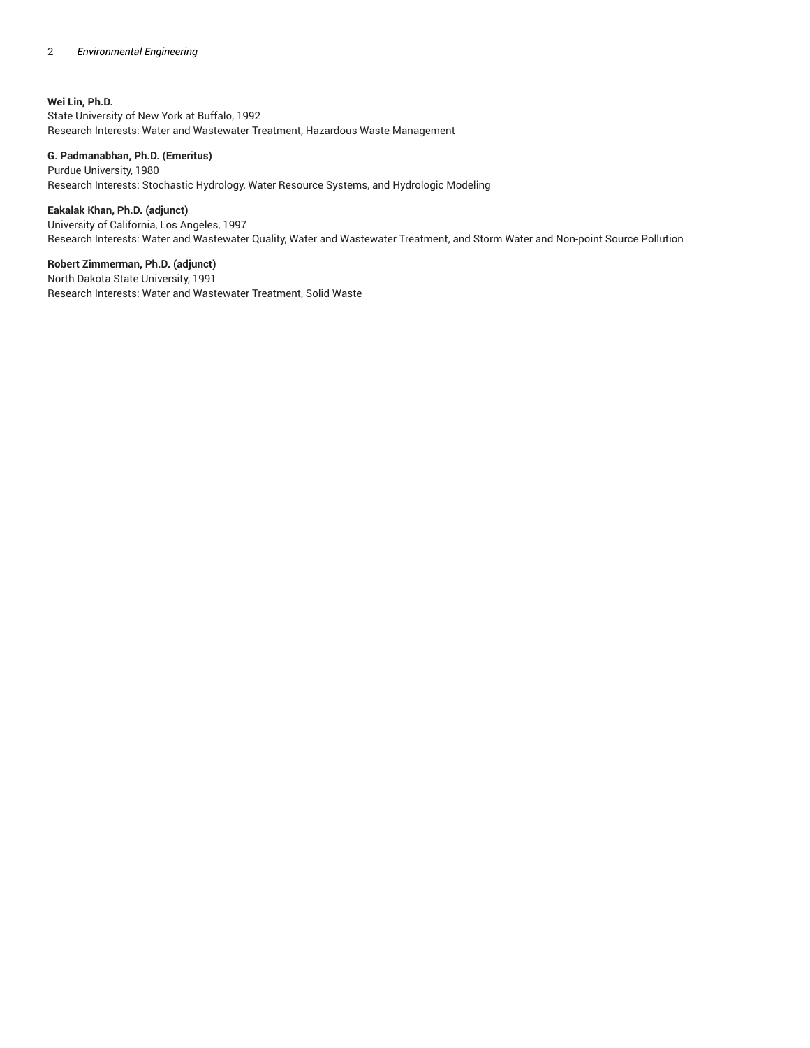**Wei Lin, Ph.D.**
State University of New York at Buffalo, 1992
Research Interests: Water and Wastewater Treatment, Hazardous Waste Management

**G. Padmanabhan, Ph.D. (Emeritus)**
Purdue University, 1980
Research Interests: Stochastic Hydrology, Water Resource Systems, and Hydrologic Modeling

**Eakalak Khan, Ph.D. (adjunct)**
University of California, Los Angeles, 1997
Research Interests: Water and Wastewater Quality, Water and Wastewater Treatment, and Storm Water and Non-point Source Pollution

**Robert Zimmerman, Ph.D. (adjunct)**
North Dakota State University, 1991
Research Interests: Water and Wastewater Treatment, Solid Waste